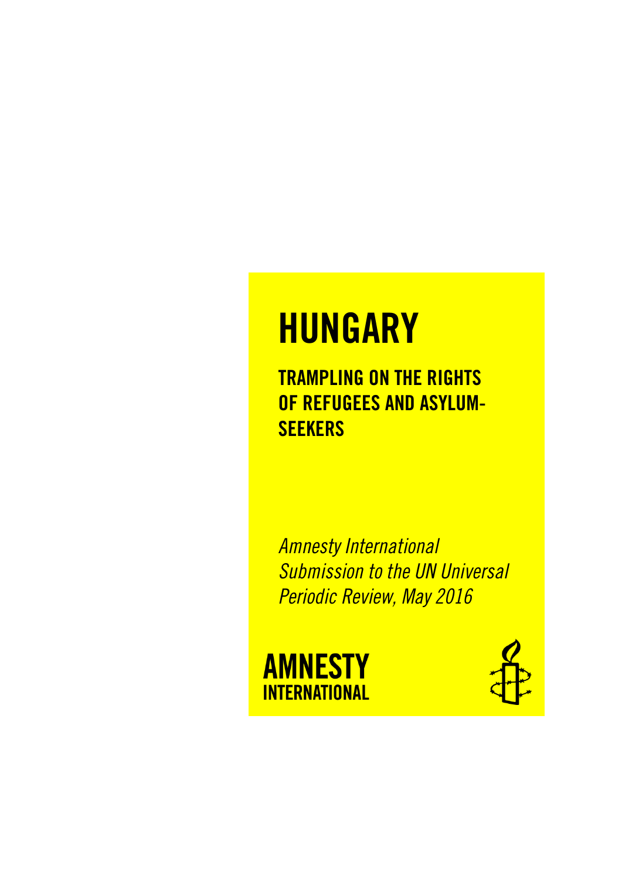# HUNGARY

## TRAMPLING ON THE RIGHTS OF REFUGEES AND ASYLUM-SEEKERS

*Amnesty International Submission to the UN Universal Periodic Review, May 2016*

**AMNESTY INTERNATIONAL**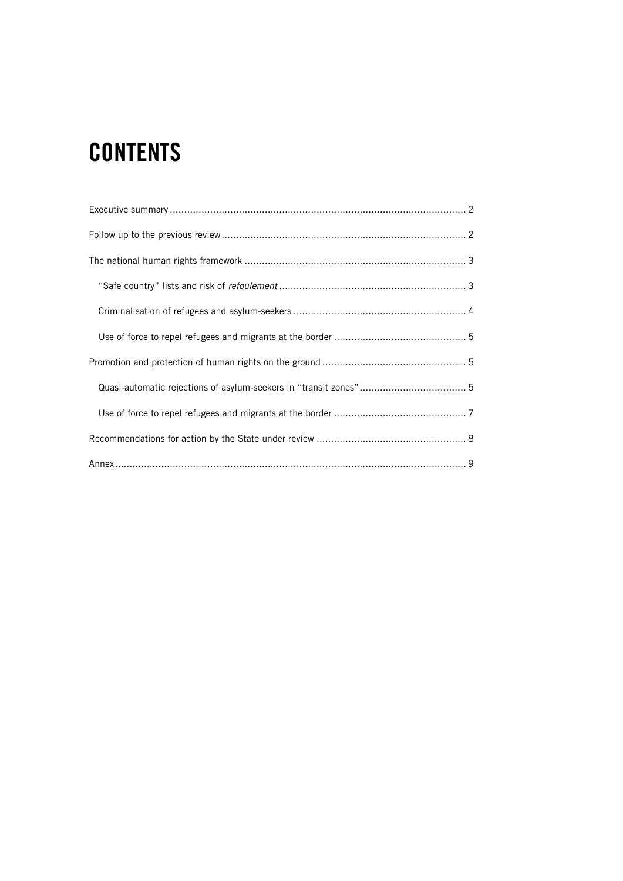# CONTENTS

Executive summary ...................................................................................................... 2

Follow up to the previous review .................................................................................... 2

The national human rights framework ............................................................................ 3

"Safe country" lists and risk of *refoulement* ................................................................. 3

Criminalisation of refugees and asylum-seekers ........................................................... 4

Use of force to repel refugees and migrants at the border ............................................. 5

Promotion and protection of human rights on the ground ................................................. 5

Quasi-automatic rejections of asylum-seekers in "transit zones" .................................... 5

Use of force to repel refugees and migrants at the border ............................................. 7

Recommendations for action by the State under review .................................................... 8

Annex ......................................................................................................................... 9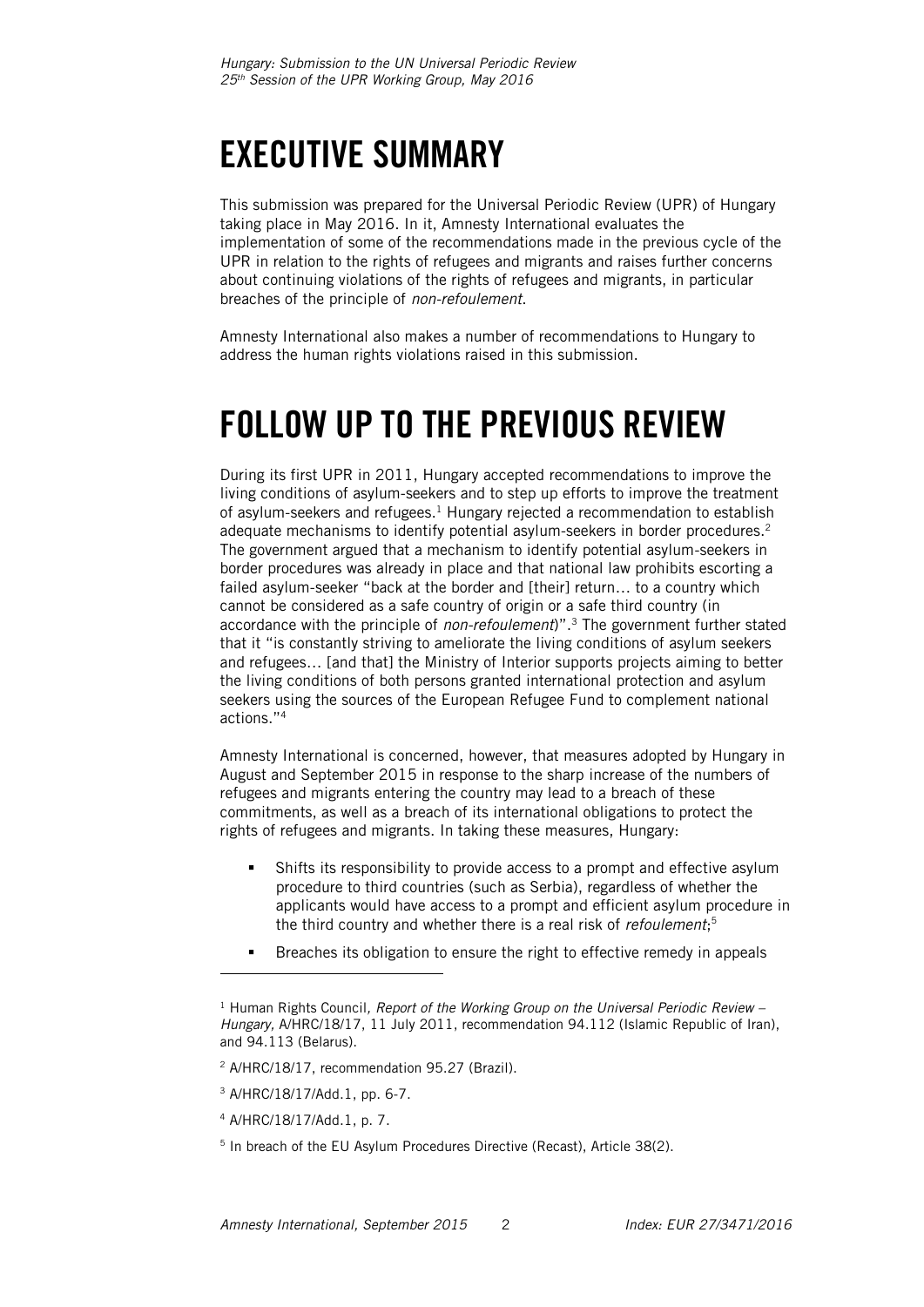# EXECUTIVE SUMMARY

This submission was prepared for the Universal Periodic Review (UPR) of Hungary taking place in May 2016. In it, Amnesty International evaluates the implementation of some of the recommendations made in the previous cycle of the UPR in relation to the rights of refugees and migrants and raises further concerns about continuing violations of the rights of refugees and migrants, in particular breaches of the principle of *non-refoulement*.

Amnesty International also makes a number of recommendations to Hungary to address the human rights violations raised in this submission.

# FOLLOW UP TO THE PREVIOUS REVIEW

During its first UPR in 2011, Hungary accepted recommendations to improve the living conditions of asylum-seekers and to step up efforts to improve the treatment of asylum-seekers and refugees.[1] Hungary rejected a recommendation to establish adequate mechanisms to identify potential asylum-seekers in border procedures.[2] The government argued that a mechanism to identify potential asylum-seekers in border procedures was already in place and that national law prohibits escorting a failed asylum-seeker "back at the border and [their] return… to a country which cannot be considered as a safe country of origin or a safe third country (in accordance with the principle of *non-refoulement*)".[3] The government further stated that it "is constantly striving to ameliorate the living conditions of asylum seekers and refugees… [and that] the Ministry of Interior supports projects aiming to better the living conditions of both persons granted international protection and asylum seekers using the sources of the European Refugee Fund to complement national actions."[4]

Amnesty International is concerned, however, that measures adopted by Hungary in August and September 2015 in response to the sharp increase of the numbers of refugees and migrants entering the country may lead to a breach of these commitments, as well as a breach of its international obligations to protect the rights of refugees and migrants. In taking these measures, Hungary:

- Shifts its responsibility to provide access to a prompt and effective asylum procedure to third countries (such as Serbia), regardless of whether the applicants would have access to a prompt and efficient asylum procedure in the third country and whether there is a real risk of *refoulement*;[5]
- Breaches its obligation to ensure the right to effective remedy in appeals

---

[1] Human Rights Council, *Report of the Working Group on the Universal Periodic Review – Hungary,* A/HRC/18/17, 11 July 2011, recommendation 94.112 (Islamic Republic of Iran), and 94.113 (Belarus).

[2] A/HRC/18/17, recommendation 95.27 (Brazil).

[3] A/HRC/18/17/Add.1, pp. 6-7.

[4] A/HRC/18/17/Add.1, p. 7.

[5] In breach of the EU Asylum Procedures Directive (Recast), Article 38(2).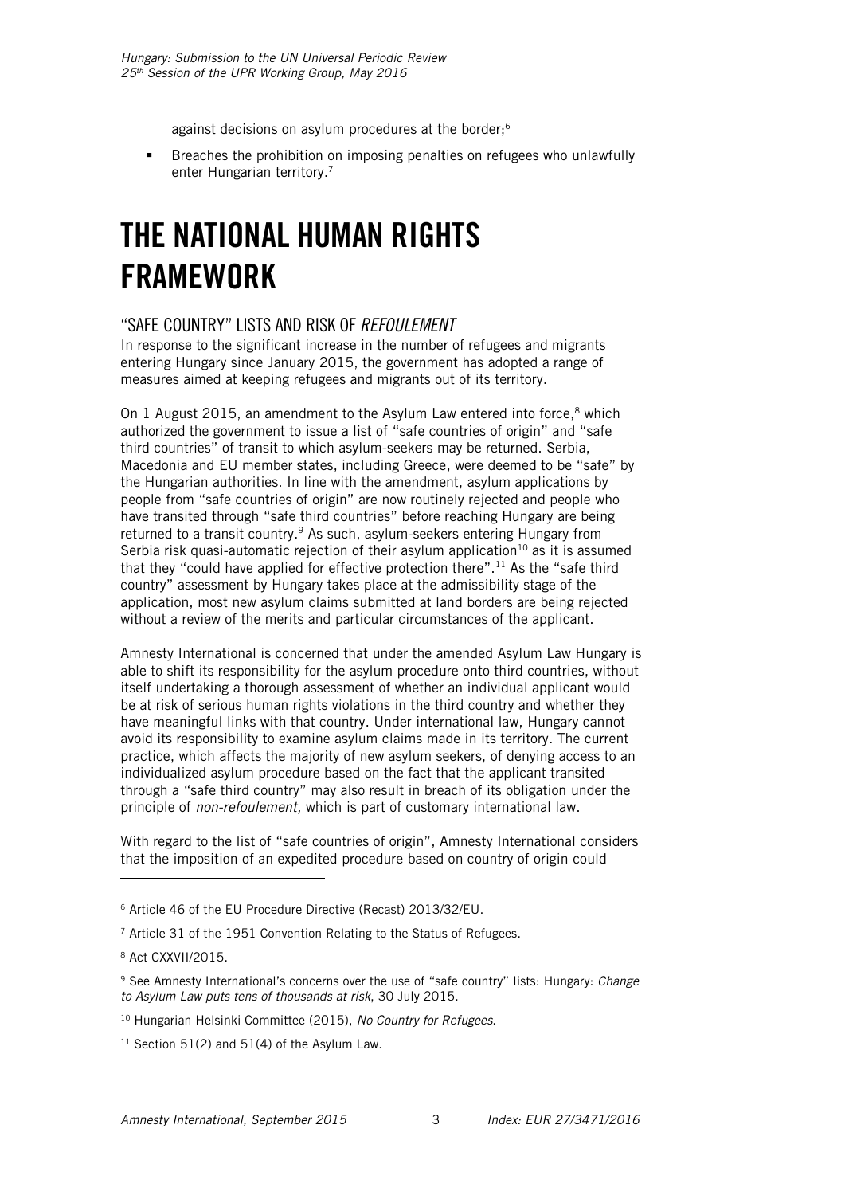against decisions on asylum procedures at the border;[6]

- Breaches the prohibition on imposing penalties on refugees who unlawfully enter Hungarian territory.[7]

# THE NATIONAL HUMAN RIGHTS FRAMEWORK

## "SAFE COUNTRY" LISTS AND RISK OF *REFOULEMENT*

In response to the significant increase in the number of refugees and migrants entering Hungary since January 2015, the government has adopted a range of measures aimed at keeping refugees and migrants out of its territory.

On 1 August 2015, an amendment to the Asylum Law entered into force,[8] which authorized the government to issue a list of "safe countries of origin" and "safe third countries" of transit to which asylum-seekers may be returned. Serbia, Macedonia and EU member states, including Greece, were deemed to be "safe" by the Hungarian authorities. In line with the amendment, asylum applications by people from "safe countries of origin" are now routinely rejected and people who have transited through "safe third countries" before reaching Hungary are being returned to a transit country.[9] As such, asylum-seekers entering Hungary from Serbia risk quasi-automatic rejection of their asylum application[10] as it is assumed that they "could have applied for effective protection there".[11] As the "safe third country" assessment by Hungary takes place at the admissibility stage of the application, most new asylum claims submitted at land borders are being rejected without a review of the merits and particular circumstances of the applicant.

Amnesty International is concerned that under the amended Asylum Law Hungary is able to shift its responsibility for the asylum procedure onto third countries, without itself undertaking a thorough assessment of whether an individual applicant would be at risk of serious human rights violations in the third country and whether they have meaningful links with that country. Under international law, Hungary cannot avoid its responsibility to examine asylum claims made in its territory. The current practice, which affects the majority of new asylum seekers, of denying access to an individualized asylum procedure based on the fact that the applicant transited through a "safe third country" may also result in breach of its obligation under the principle of *non-refoulement,* which is part of customary international law.

With regard to the list of "safe countries of origin", Amnesty International considers that the imposition of an expedited procedure based on country of origin could

---

[6] Article 46 of the EU Procedure Directive (Recast) 2013/32/EU.

[7] Article 31 of the 1951 Convention Relating to the Status of Refugees.

[8] Act CXXVII/2015.

[9] See Amnesty International's concerns over the use of "safe country" lists: Hungary: *Change to Asylum Law puts tens of thousands at risk*, 30 July 2015.

[10] Hungarian Helsinki Committee (2015), *No Country for Refugees.*

[11] Section 51(2) and 51(4) of the Asylum Law.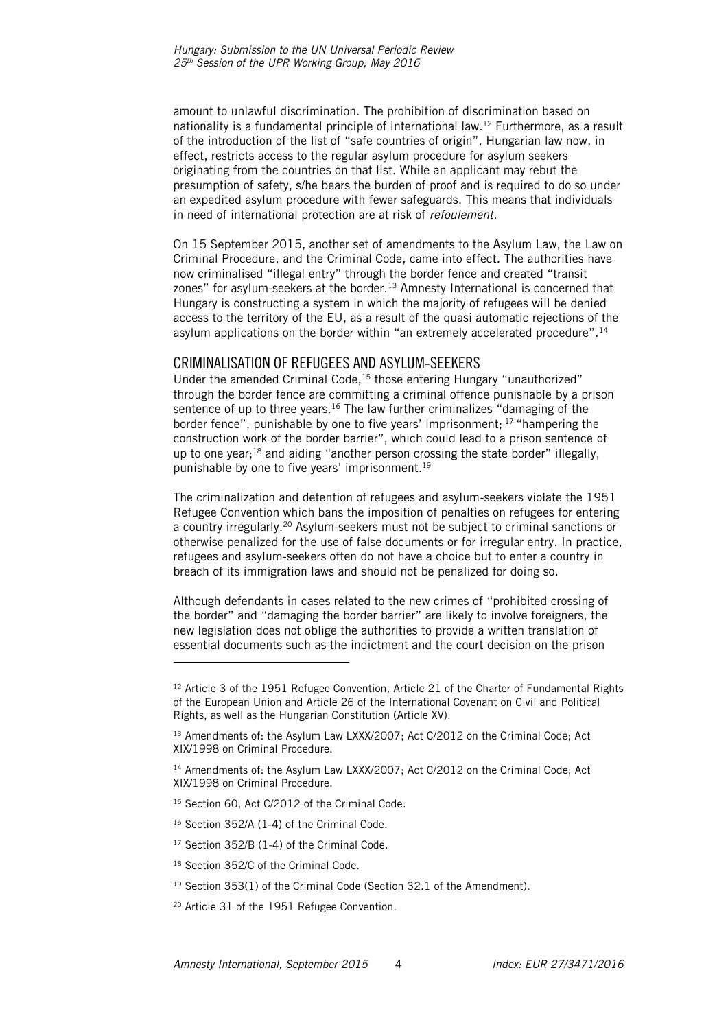amount to unlawful discrimination. The prohibition of discrimination based on nationality is a fundamental principle of international law.[12] Furthermore, as a result of the introduction of the list of "safe countries of origin", Hungarian law now, in effect, restricts access to the regular asylum procedure for asylum seekers originating from the countries on that list. While an applicant may rebut the presumption of safety, s/he bears the burden of proof and is required to do so under an expedited asylum procedure with fewer safeguards. This means that individuals in need of international protection are at risk of *refoulement*.

On 15 September 2015, another set of amendments to the Asylum Law, the Law on Criminal Procedure, and the Criminal Code, came into effect. The authorities have now criminalised "illegal entry" through the border fence and created "transit zones" for asylum-seekers at the border.[13] Amnesty International is concerned that Hungary is constructing a system in which the majority of refugees will be denied access to the territory of the EU, as a result of the quasi automatic rejections of the asylum applications on the border within "an extremely accelerated procedure".[14]

## CRIMINALISATION OF REFUGEES AND ASYLUM-SEEKERS

Under the amended Criminal Code,[15] those entering Hungary "unauthorized" through the border fence are committing a criminal offence punishable by a prison sentence of up to three years.[16] The law further criminalizes "damaging of the border fence", punishable by one to five years' imprisonment; [17] "hampering the construction work of the border barrier", which could lead to a prison sentence of up to one year;[18] and aiding "another person crossing the state border" illegally, punishable by one to five years' imprisonment.[19]

The criminalization and detention of refugees and asylum-seekers violate the 1951 Refugee Convention which bans the imposition of penalties on refugees for entering a country irregularly.[20] Asylum-seekers must not be subject to criminal sanctions or otherwise penalized for the use of false documents or for irregular entry. In practice, refugees and asylum-seekers often do not have a choice but to enter a country in breach of its immigration laws and should not be penalized for doing so.

Although defendants in cases related to the new crimes of "prohibited crossing of the border" and "damaging the border barrier" are likely to involve foreigners, the new legislation does not oblige the authorities to provide a written translation of essential documents such as the indictment and the court decision on the prison

---

[12] Article 3 of the 1951 Refugee Convention, Article 21 of the Charter of Fundamental Rights of the European Union and Article 26 of the International Covenant on Civil and Political Rights, as well as the Hungarian Constitution (Article XV).

[13] Amendments of: the Asylum Law LXXX/2007; Act C/2012 on the Criminal Code; Act XIX/1998 on Criminal Procedure.

[14] Amendments of: the Asylum Law LXXX/2007; Act C/2012 on the Criminal Code; Act XIX/1998 on Criminal Procedure.

[15] Section 60, Act C/2012 of the Criminal Code.

[16] Section 352/A (1-4) of the Criminal Code.

[17] Section 352/B (1-4) of the Criminal Code.

[18] Section 352/C of the Criminal Code.

[19] Section 353(1) of the Criminal Code (Section 32.1 of the Amendment).

[20] Article 31 of the 1951 Refugee Convention.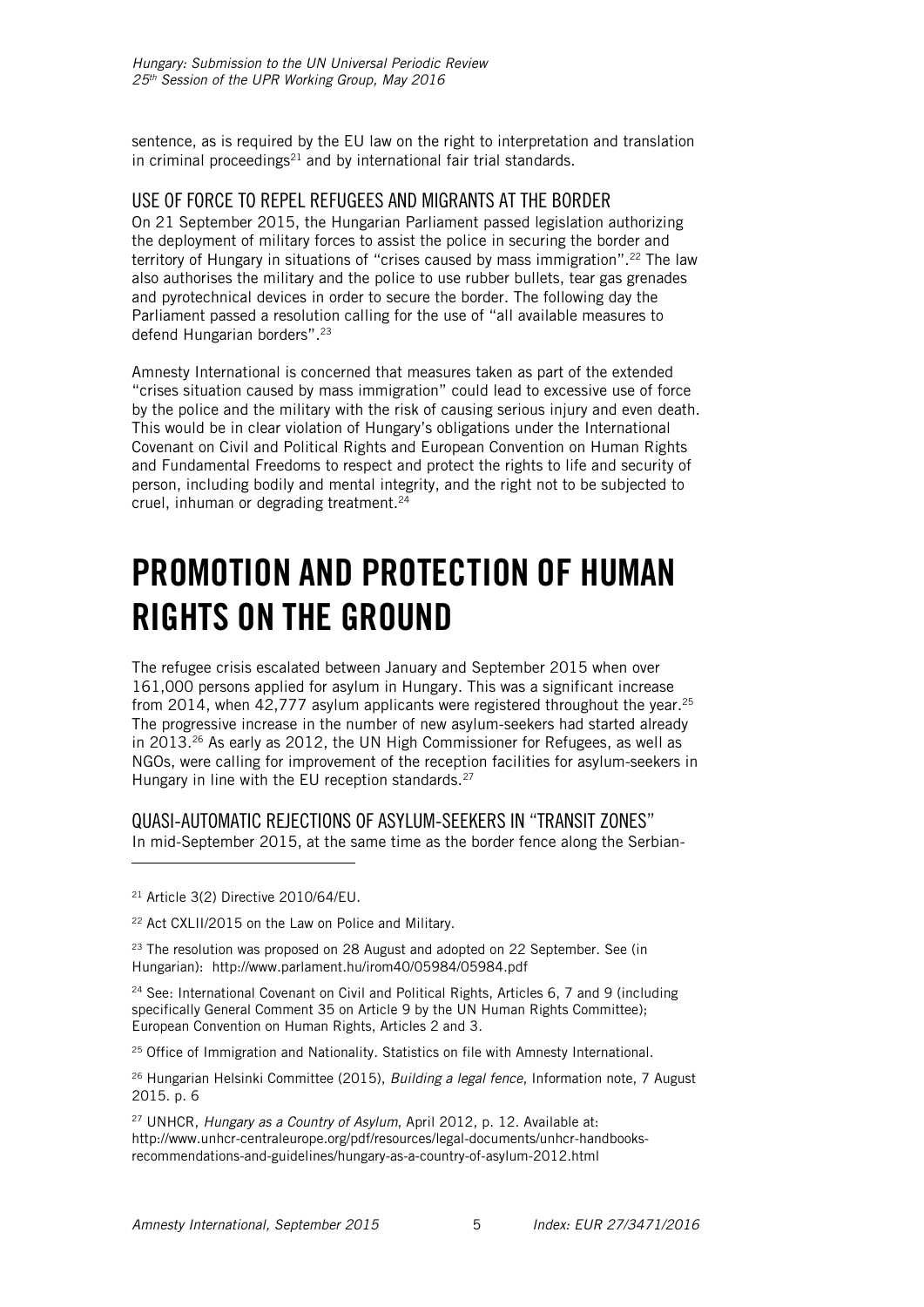sentence, as is required by the EU law on the right to interpretation and translation in criminal proceedings[21] and by international fair trial standards.

### USE OF FORCE TO REPEL REFUGEES AND MIGRANTS AT THE BORDER

On 21 September 2015, the Hungarian Parliament passed legislation authorizing the deployment of military forces to assist the police in securing the border and territory of Hungary in situations of "crises caused by mass immigration".[22] The law also authorises the military and the police to use rubber bullets, tear gas grenades and pyrotechnical devices in order to secure the border. The following day the Parliament passed a resolution calling for the use of "all available measures to defend Hungarian borders".[23]

Amnesty International is concerned that measures taken as part of the extended "crises situation caused by mass immigration" could lead to excessive use of force by the police and the military with the risk of causing serious injury and even death. This would be in clear violation of Hungary's obligations under the International Covenant on Civil and Political Rights and European Convention on Human Rights and Fundamental Freedoms to respect and protect the rights to life and security of person, including bodily and mental integrity, and the right not to be subjected to cruel, inhuman or degrading treatment.[24]

# PROMOTION AND PROTECTION OF HUMAN RIGHTS ON THE GROUND

The refugee crisis escalated between January and September 2015 when over 161,000 persons applied for asylum in Hungary. This was a significant increase from 2014, when 42,777 asylum applicants were registered throughout the year.[25] The progressive increase in the number of new asylum-seekers had started already in 2013.[26] As early as 2012, the UN High Commissioner for Refugees, as well as NGOs, were calling for improvement of the reception facilities for asylum-seekers in Hungary in line with the EU reception standards.[27]

### QUASI-AUTOMATIC REJECTIONS OF ASYLUM-SEEKERS IN "TRANSIT ZONES"

In mid-September 2015, at the same time as the border fence along the Serbian-

---

[21] Article 3(2) Directive 2010/64/EU.

[22] Act CXLII/2015 on the Law on Police and Military.

[23] The resolution was proposed on 28 August and adopted on 22 September. See (in Hungarian): http://www.parlament.hu/irom40/05984/05984.pdf

[24] See: International Covenant on Civil and Political Rights, Articles 6, 7 and 9 (including specifically General Comment 35 on Article 9 by the UN Human Rights Committee); European Convention on Human Rights, Articles 2 and 3.

[25] Office of Immigration and Nationality. Statistics on file with Amnesty International.

[26] Hungarian Helsinki Committee (2015), *Building a legal fence*, Information note, 7 August 2015. p. 6

[27] UNHCR, *Hungary as a Country of Asylum*, April 2012, p. 12. Available at: http://www.unhcr-centraleurope.org/pdf/resources/legal-documents/unhcr-handbooks-recommendations-and-guidelines/hungary-as-a-country-of-asylum-2012.html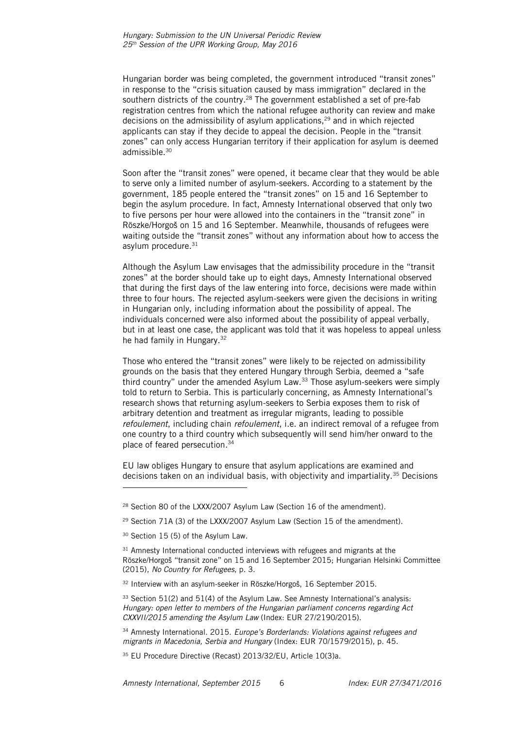Hungarian border was being completed, the government introduced "transit zones" in response to the "crisis situation caused by mass immigration" declared in the southern districts of the country.[28] The government established a set of pre-fab registration centres from which the national refugee authority can review and make decisions on the admissibility of asylum applications,[29] and in which rejected applicants can stay if they decide to appeal the decision. People in the "transit zones" can only access Hungarian territory if their application for asylum is deemed admissible.[30]

Soon after the "transit zones" were opened, it became clear that they would be able to serve only a limited number of asylum-seekers. According to a statement by the government, 185 people entered the "transit zones" on 15 and 16 September to begin the asylum procedure. In fact, Amnesty International observed that only two to five persons per hour were allowed into the containers in the "transit zone" in Röszke/Horgoš on 15 and 16 September. Meanwhile, thousands of refugees were waiting outside the "transit zones" without any information about how to access the asylum procedure.[31]

Although the Asylum Law envisages that the admissibility procedure in the "transit zones" at the border should take up to eight days, Amnesty International observed that during the first days of the law entering into force, decisions were made within three to four hours. The rejected asylum-seekers were given the decisions in writing in Hungarian only, including information about the possibility of appeal. The individuals concerned were also informed about the possibility of appeal verbally, but in at least one case, the applicant was told that it was hopeless to appeal unless he had family in Hungary.[32]

Those who entered the "transit zones" were likely to be rejected on admissibility grounds on the basis that they entered Hungary through Serbia, deemed a "safe third country" under the amended Asylum Law.[33] Those asylum-seekers were simply told to return to Serbia. This is particularly concerning, as Amnesty International's research shows that returning asylum-seekers to Serbia exposes them to risk of arbitrary detention and treatment as irregular migrants, leading to possible *refoulement*, including chain *refoulement*, i.e. an indirect removal of a refugee from one country to a third country which subsequently will send him/her onward to the place of feared persecution.[34]

EU law obliges Hungary to ensure that asylum applications are examined and decisions taken on an individual basis, with objectivity and impartiality.[35] Decisions

---

[28] Section 80 of the LXXX/2007 Asylum Law (Section 16 of the amendment).

[29] Section 71A (3) of the LXXX/2007 Asylum Law (Section 15 of the amendment).

[30] Section 15 (5) of the Asylum Law.

[31] Amnesty International conducted interviews with refugees and migrants at the Röszke/Horgoš "transit zone" on 15 and 16 September 2015; Hungarian Helsinki Committee (2015), *No Country for Refugees*, p. 3.

[32] Interview with an asylum-seeker in Röszke/Horgoš, 16 September 2015.

[33] Section 51(2) and 51(4) of the Asylum Law. See Amnesty International's analysis: *Hungary: open letter to members of the Hungarian parliament concerns regarding Act CXXVII/2015 amending the Asylum Law* (Index: EUR 27/2190/2015).

[34] Amnesty International. 2015. *Europe's Borderlands: Violations against refugees and migrants in Macedonia, Serbia and Hungary* (Index: EUR 70/1579/2015), p. 45.

[35] EU Procedure Directive (Recast) 2013/32/EU, Article 10(3)a.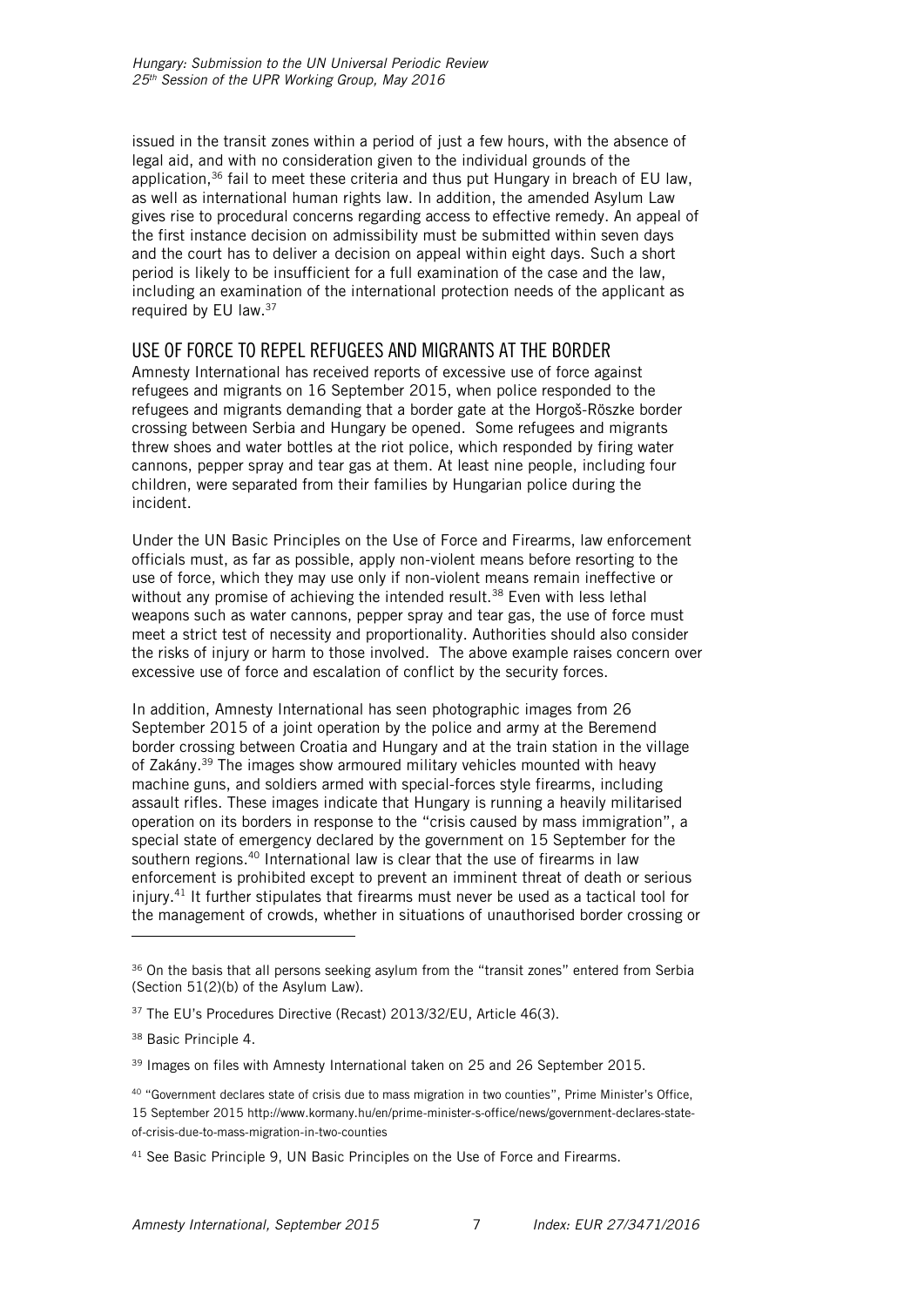issued in the transit zones within a period of just a few hours, with the absence of legal aid, and with no consideration given to the individual grounds of the application,[36] fail to meet these criteria and thus put Hungary in breach of EU law, as well as international human rights law. In addition, the amended Asylum Law gives rise to procedural concerns regarding access to effective remedy. An appeal of the first instance decision on admissibility must be submitted within seven days and the court has to deliver a decision on appeal within eight days. Such a short period is likely to be insufficient for a full examination of the case and the law, including an examination of the international protection needs of the applicant as required by EU law.[37]

## USE OF FORCE TO REPEL REFUGEES AND MIGRANTS AT THE BORDER

Amnesty International has received reports of excessive use of force against refugees and migrants on 16 September 2015, when police responded to the refugees and migrants demanding that a border gate at the Horgoš-Röszke border crossing between Serbia and Hungary be opened. Some refugees and migrants threw shoes and water bottles at the riot police, which responded by firing water cannons, pepper spray and tear gas at them. At least nine people, including four children, were separated from their families by Hungarian police during the incident.

Under the UN Basic Principles on the Use of Force and Firearms, law enforcement officials must, as far as possible, apply non-violent means before resorting to the use of force, which they may use only if non-violent means remain ineffective or without any promise of achieving the intended result.[38] Even with less lethal weapons such as water cannons, pepper spray and tear gas, the use of force must meet a strict test of necessity and proportionality. Authorities should also consider the risks of injury or harm to those involved. The above example raises concern over excessive use of force and escalation of conflict by the security forces.

In addition, Amnesty International has seen photographic images from 26 September 2015 of a joint operation by the police and army at the Beremend border crossing between Croatia and Hungary and at the train station in the village of Zakány.[39] The images show armoured military vehicles mounted with heavy machine guns, and soldiers armed with special-forces style firearms, including assault rifles. These images indicate that Hungary is running a heavily militarised operation on its borders in response to the "crisis caused by mass immigration", a special state of emergency declared by the government on 15 September for the southern regions.[40] International law is clear that the use of firearms in law enforcement is prohibited except to prevent an imminent threat of death or serious injury.[41] It further stipulates that firearms must never be used as a tactical tool for the management of crowds, whether in situations of unauthorised border crossing or

---

[36] On the basis that all persons seeking asylum from the "transit zones" entered from Serbia (Section 51(2)(b) of the Asylum Law).

[37] The EU's Procedures Directive (Recast) 2013/32/EU, Article 46(3).

[38] Basic Principle 4.

[39] Images on files with Amnesty International taken on 25 and 26 September 2015.

[40] "Government declares state of crisis due to mass migration in two counties", Prime Minister's Office, 15 September 2015 http://www.kormany.hu/en/prime-minister-s-office/news/government-declares-state-of-crisis-due-to-mass-migration-in-two-counties

[41] See Basic Principle 9, UN Basic Principles on the Use of Force and Firearms.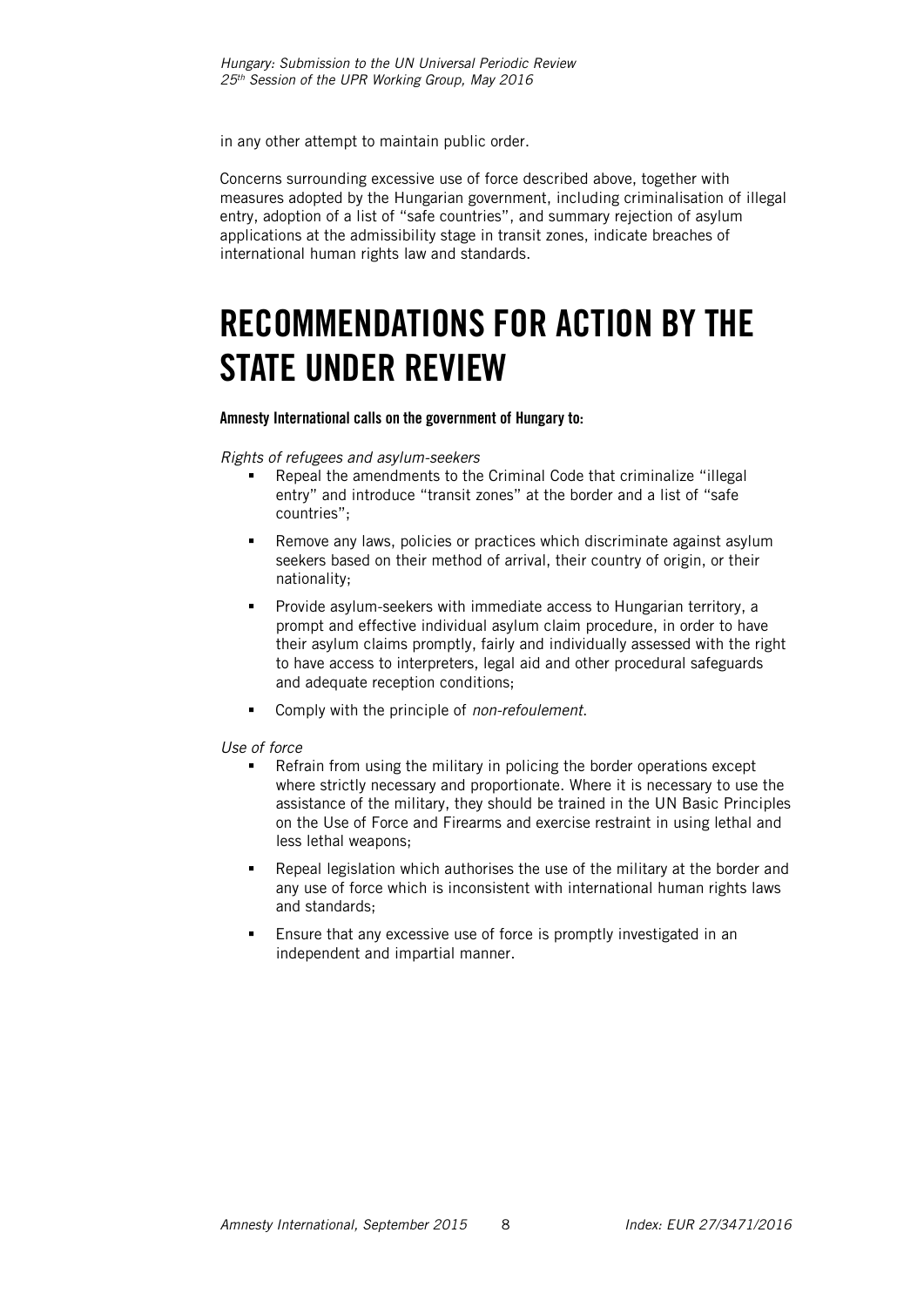in any other attempt to maintain public order.

Concerns surrounding excessive use of force described above, together with measures adopted by the Hungarian government, including criminalisation of illegal entry, adoption of a list of "safe countries", and summary rejection of asylum applications at the admissibility stage in transit zones, indicate breaches of international human rights law and standards.

# RECOMMENDATIONS FOR ACTION BY THE STATE UNDER REVIEW

**Amnesty International calls on the government of Hungary to:**

*Rights of refugees and asylum-seekers*

- Repeal the amendments to the Criminal Code that criminalize "illegal entry" and introduce "transit zones" at the border and a list of "safe countries";
- Remove any laws, policies or practices which discriminate against asylum seekers based on their method of arrival, their country of origin, or their nationality;
- Provide asylum-seekers with immediate access to Hungarian territory, a prompt and effective individual asylum claim procedure, in order to have their asylum claims promptly, fairly and individually assessed with the right to have access to interpreters, legal aid and other procedural safeguards and adequate reception conditions;
- Comply with the principle of *non-refoulement*.

*Use of force*

- Refrain from using the military in policing the border operations except where strictly necessary and proportionate. Where it is necessary to use the assistance of the military, they should be trained in the UN Basic Principles on the Use of Force and Firearms and exercise restraint in using lethal and less lethal weapons;
- Repeal legislation which authorises the use of the military at the border and any use of force which is inconsistent with international human rights laws and standards;
- Ensure that any excessive use of force is promptly investigated in an independent and impartial manner.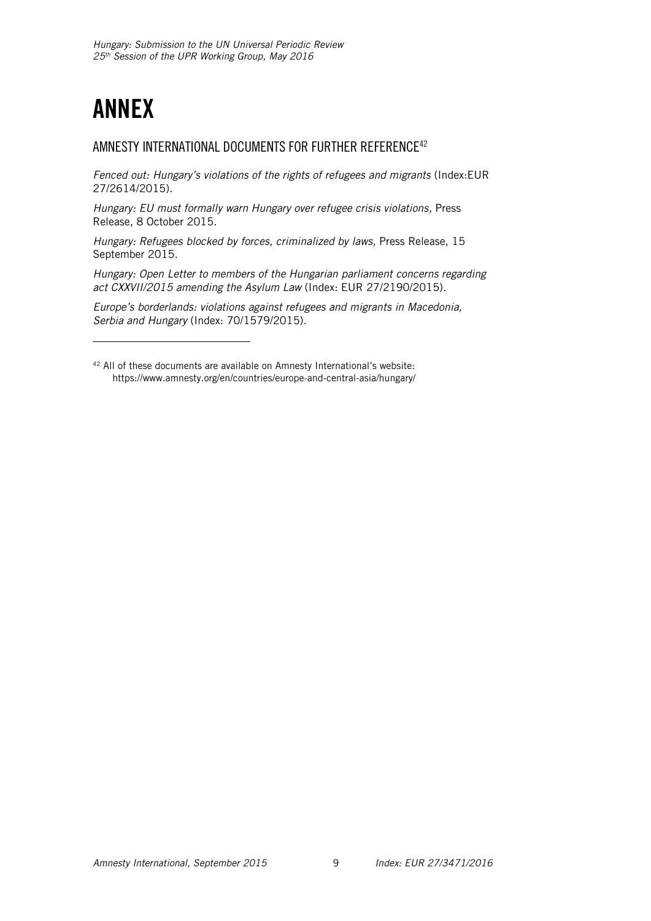# ANNEX

## AMNESTY INTERNATIONAL DOCUMENTS FOR FURTHER REFERENCE[42]

*Fenced out: Hungary's violations of the rights of refugees and migrants* (Index:EUR 27/2614/2015).

*Hungary: EU must formally warn Hungary over refugee crisis violations,* Press Release, 8 October 2015.

*Hungary: Refugees blocked by forces, criminalized by laws,* Press Release, 15 September 2015.

*Hungary: Open Letter to members of the Hungarian parliament concerns regarding act CXXVII/2015 amending the Asylum Law* (Index: EUR 27/2190/2015).

*Europe's borderlands: violations against refugees and migrants in Macedonia, Serbia and Hungary* (Index: 70/1579/2015).

[42] All of these documents are available on Amnesty International's website: https://www.amnesty.org/en/countries/europe-and-central-asia/hungary/